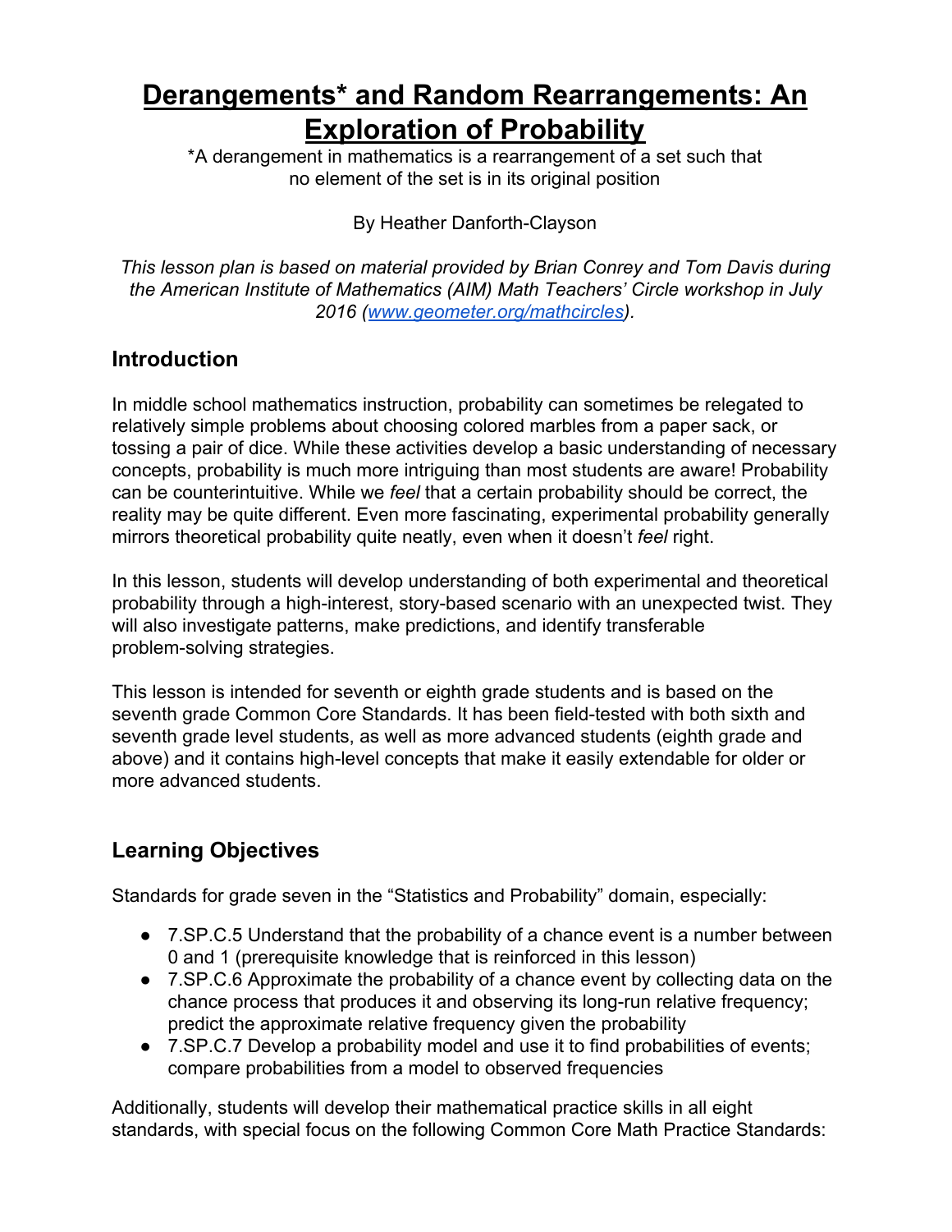# Derangements* and Random Rearrangements: An Exploration of Probability

*A derangement in mathematics is a rearrangement of a set such that no element of the set is in its original position

By Heather Danforth-Clayson

*This lesson plan is based on material provided by Brian Conrey and Tom Davis during the American Institute of Mathematics (AIM) Math Teachers' Circle workshop in July 2016 ([www.geometer.org/mathcircles](www.geometer.org/mathcircles)).*

## Introduction

In middle school mathematics instruction, probability can sometimes be relegated to relatively simple problems about choosing colored marbles from a paper sack, or tossing a pair of dice. While these activities develop a basic understanding of necessary concepts, probability is much more intriguing than most students are aware! Probability can be counterintuitive. While we *feel* that a certain probability should be correct, the reality may be quite different. Even more fascinating, experimental probability generally mirrors theoretical probability quite neatly, even when it doesn't *feel* right.

In this lesson, students will develop understanding of both experimental and theoretical probability through a high-interest, story-based scenario with an unexpected twist. They will also investigate patterns, make predictions, and identify transferable problem-solving strategies.

This lesson is intended for seventh or eighth grade students and is based on the seventh grade Common Core Standards. It has been field-tested with both sixth and seventh grade level students, as well as more advanced students (eighth grade and above) and it contains high-level concepts that make it easily extendable for older or more advanced students.

## Learning Objectives

Standards for grade seven in the "Statistics and Probability" domain, especially:

- 7.SP.C.5 Understand that the probability of a chance event is a number between 0 and 1 (prerequisite knowledge that is reinforced in this lesson)
- 7.SP.C.6 Approximate the probability of a chance event by collecting data on the chance process that produces it and observing its long-run relative frequency; predict the approximate relative frequency given the probability
- 7.SP.C.7 Develop a probability model and use it to find probabilities of events; compare probabilities from a model to observed frequencies

Additionally, students will develop their mathematical practice skills in all eight standards, with special focus on the following Common Core Math Practice Standards: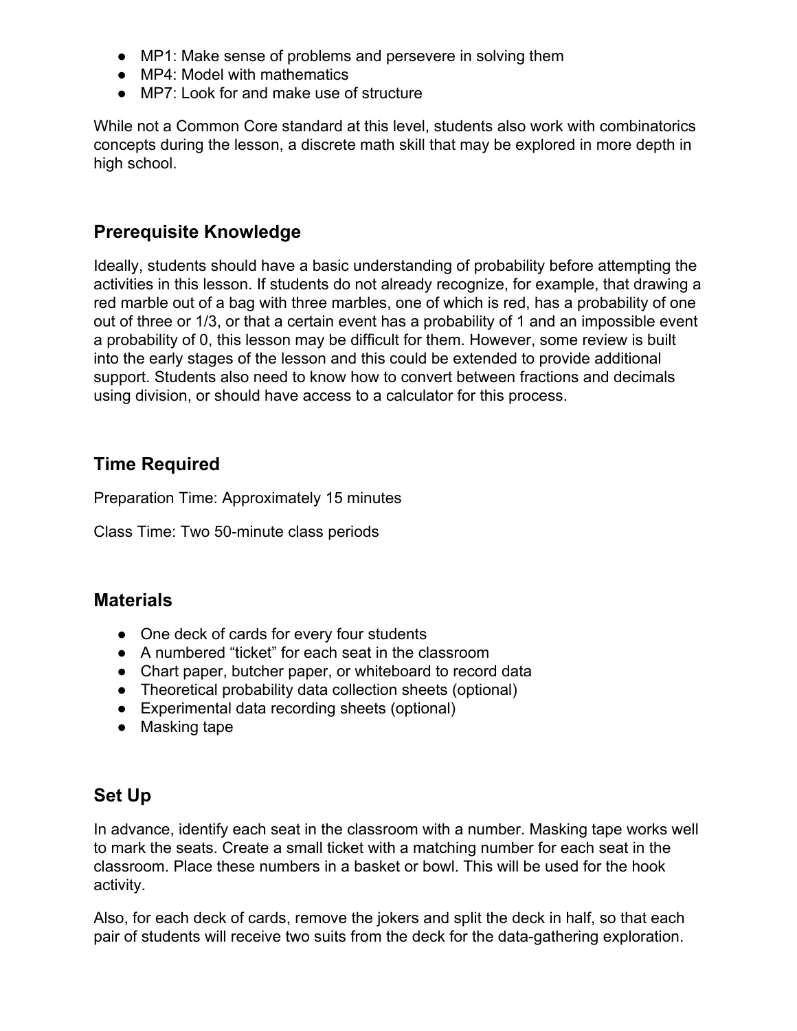- MP1: Make sense of problems and persevere in solving them
- MP4: Model with mathematics
- MP7: Look for and make use of structure

While not a Common Core standard at this level, students also work with combinatorics concepts during the lesson, a discrete math skill that may be explored in more depth in high school.

## Prerequisite Knowledge

Ideally, students should have a basic understanding of probability before attempting the activities in this lesson. If students do not already recognize, for example, that drawing a red marble out of a bag with three marbles, one of which is red, has a probability of one out of three or 1/3, or that a certain event has a probability of 1 and an impossible event a probability of 0, this lesson may be difficult for them. However, some review is built into the early stages of the lesson and this could be extended to provide additional support. Students also need to know how to convert between fractions and decimals using division, or should have access to a calculator for this process.

## Time Required

Preparation Time: Approximately 15 minutes

Class Time: Two 50-minute class periods

## Materials

- One deck of cards for every four students
- A numbered “ticket” for each seat in the classroom
- Chart paper, butcher paper, or whiteboard to record data
- Theoretical probability data collection sheets (optional)
- Experimental data recording sheets (optional)
- Masking tape

## Set Up

In advance, identify each seat in the classroom with a number. Masking tape works well to mark the seats. Create a small ticket with a matching number for each seat in the classroom. Place these numbers in a basket or bowl. This will be used for the hook activity.

Also, for each deck of cards, remove the jokers and split the deck in half, so that each pair of students will receive two suits from the deck for the data-gathering exploration.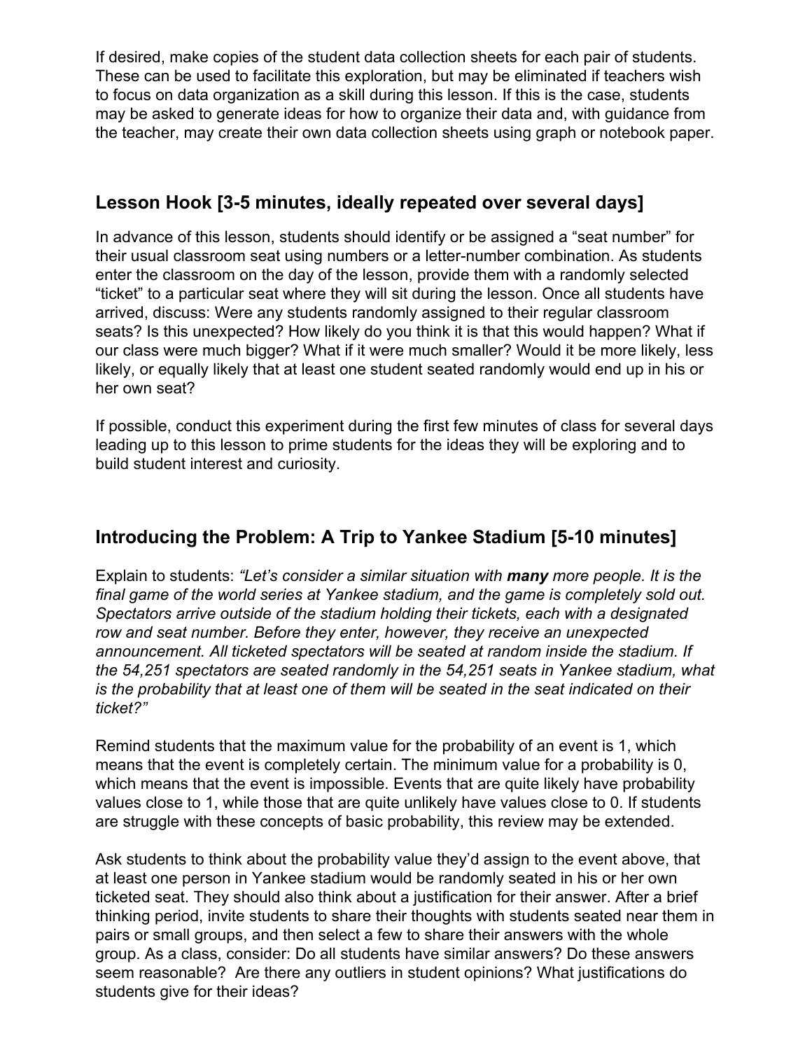If desired, make copies of the student data collection sheets for each pair of students. These can be used to facilitate this exploration, but may be eliminated if teachers wish to focus on data organization as a skill during this lesson. If this is the case, students may be asked to generate ideas for how to organize their data and, with guidance from the teacher, may create their own data collection sheets using graph or notebook paper.

## Lesson Hook [3-5 minutes, ideally repeated over several days]

In advance of this lesson, students should identify or be assigned a "seat number" for their usual classroom seat using numbers or a letter-number combination. As students enter the classroom on the day of the lesson, provide them with a randomly selected "ticket" to a particular seat where they will sit during the lesson. Once all students have arrived, discuss: Were any students randomly assigned to their regular classroom seats? Is this unexpected? How likely do you think it is that this would happen? What if our class were much bigger? What if it were much smaller? Would it be more likely, less likely, or equally likely that at least one student seated randomly would end up in his or her own seat?

If possible, conduct this experiment during the first few minutes of class for several days leading up to this lesson to prime students for the ideas they will be exploring and to build student interest and curiosity.

## Introducing the Problem: A Trip to Yankee Stadium [5-10 minutes]

Explain to students: *"Let's consider a similar situation with **many** more people. It is the final game of the world series at Yankee stadium, and the game is completely sold out. Spectators arrive outside of the stadium holding their tickets, each with a designated row and seat number. Before they enter, however, they receive an unexpected announcement. All ticketed spectators will be seated at random inside the stadium. If the 54,251 spectators are seated randomly in the 54,251 seats in Yankee stadium, what is the probability that at least one of them will be seated in the seat indicated on their ticket?"*

Remind students that the maximum value for the probability of an event is 1, which means that the event is completely certain. The minimum value for a probability is 0, which means that the event is impossible. Events that are quite likely have probability values close to 1, while those that are quite unlikely have values close to 0. If students are struggle with these concepts of basic probability, this review may be extended.

Ask students to think about the probability value they'd assign to the event above, that at least one person in Yankee stadium would be randomly seated in his or her own ticketed seat. They should also think about a justification for their answer. After a brief thinking period, invite students to share their thoughts with students seated near them in pairs or small groups, and then select a few to share their answers with the whole group. As a class, consider: Do all students have similar answers? Do these answers seem reasonable? Are there any outliers in student opinions? What justifications do students give for their ideas?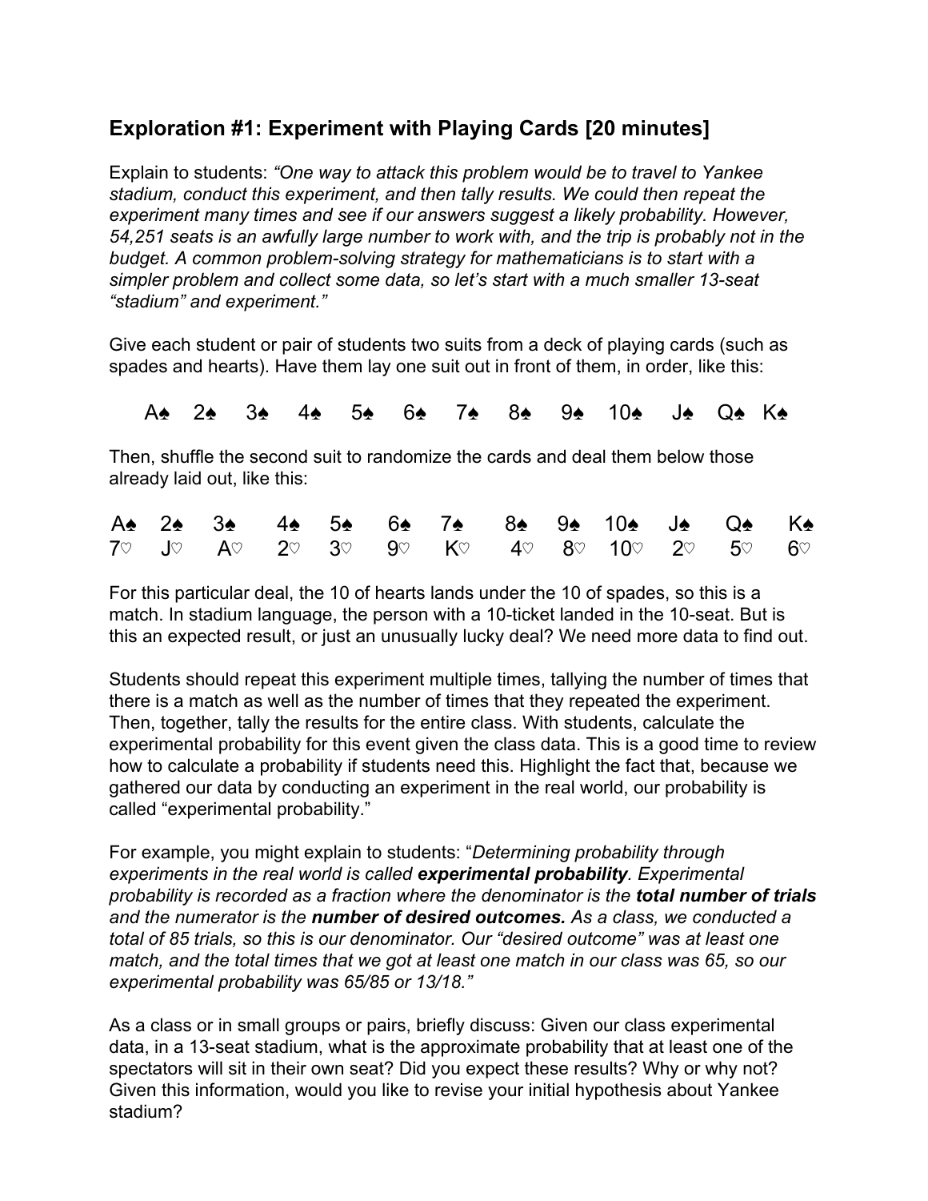## Exploration #1: Experiment with Playing Cards [20 minutes]

Explain to students: *"One way to attack this problem would be to travel to Yankee stadium, conduct this experiment, and then tally results. We could then repeat the experiment many times and see if our answers suggest a likely probability. However, 54,251 seats is an awfully large number to work with, and the trip is probably not in the budget. A common problem-solving strategy for mathematicians is to start with a simpler problem and collect some data, so let's start with a much smaller 13-seat "stadium" and experiment."*

Give each student or pair of students two suits from a deck of playing cards (such as spades and hearts). Have them lay one suit out in front of them, in order, like this:

A♠ 2♠ 3♠ 4♠ 5♠ 6♠ 7♠ 8♠ 9♠ 10♠ J♠ Q♠ K♠

Then, shuffle the second suit to randomize the cards and deal them below those already laid out, like this:

| A♠ | 2♠ | 3♠ | 4♠ | 5♠ | 6♠ | 7♠ | 8♠ | 9♠ | 10♠ | J♠ | Q♠ | K♠ |
|---|---|---|---|---|---|---|---|---|---|---|---|---|
| 7♡ | J♡ | A♡ | 2♡ | 3♡ | 9♡ | K♡ | 4♡ | 8♡ | 10♡ | 2♡ | 5♡ | 6♡ |

For this particular deal, the 10 of hearts lands under the 10 of spades, so this is a match. In stadium language, the person with a 10-ticket landed in the 10-seat. But is this an expected result, or just an unusually lucky deal? We need more data to find out.

Students should repeat this experiment multiple times, tallying the number of times that there is a match as well as the number of times that they repeated the experiment. Then, together, tally the results for the entire class. With students, calculate the experimental probability for this event given the class data. This is a good time to review how to calculate a probability if students need this. Highlight the fact that, because we gathered our data by conducting an experiment in the real world, our probability is called "experimental probability."

For example, you might explain to students: "*Determining probability through experiments in the real world is called* ***experimental probability****. Experimental probability is recorded as a fraction where the denominator is the* ***total number of trials*** *and the numerator is the* ***number of desired outcomes.*** *As a class, we conducted a total of 85 trials, so this is our denominator. Our "desired outcome" was at least one match, and the total times that we got at least one match in our class was 65, so our experimental probability was 65/85 or 13/18."*

As a class or in small groups or pairs, briefly discuss: Given our class experimental data, in a 13-seat stadium, what is the approximate probability that at least one of the spectators will sit in their own seat? Did you expect these results? Why or why not? Given this information, would you like to revise your initial hypothesis about Yankee stadium?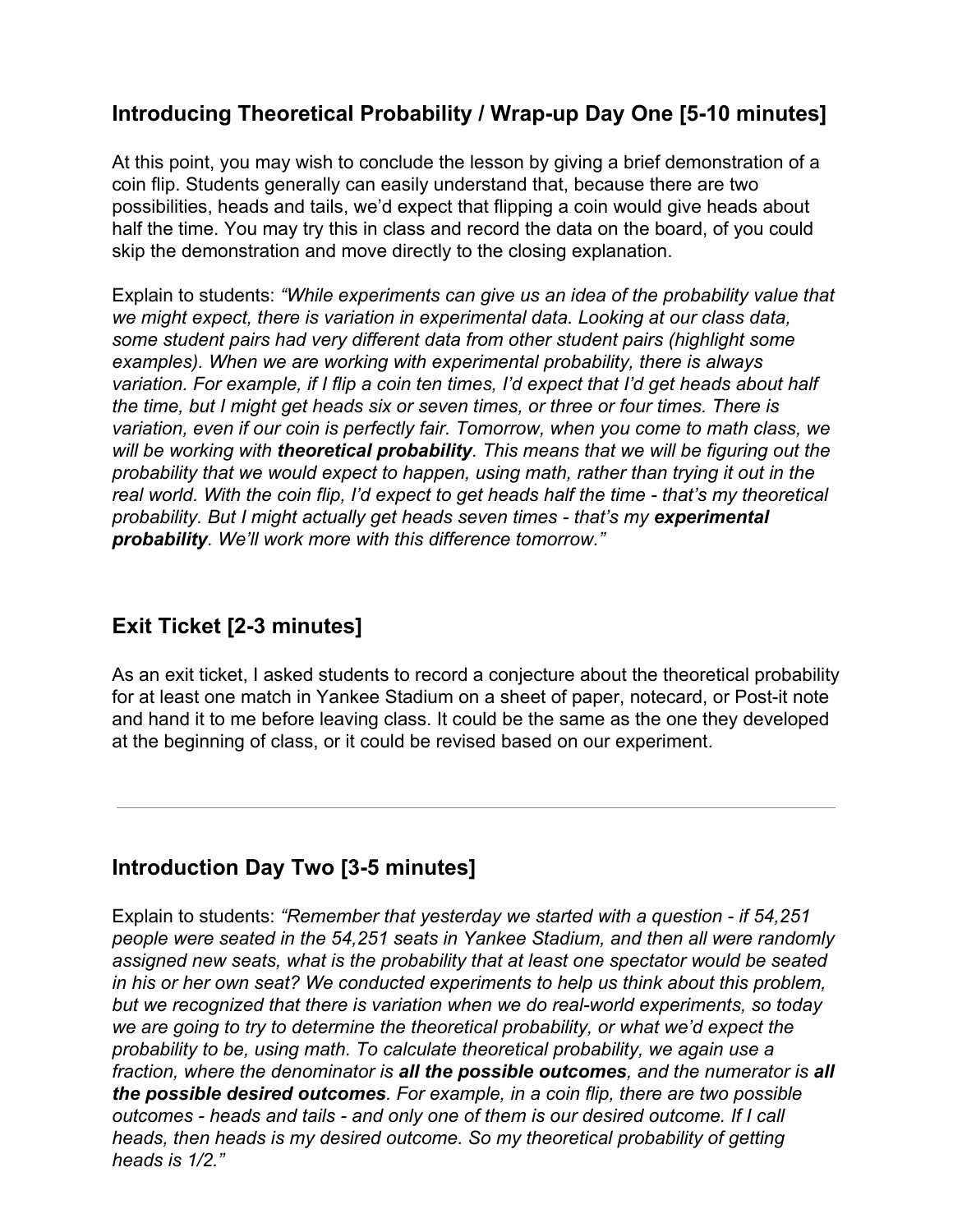## Introducing Theoretical Probability / Wrap-up Day One [5-10 minutes]

At this point, you may wish to conclude the lesson by giving a brief demonstration of a coin flip. Students generally can easily understand that, because there are two possibilities, heads and tails, we'd expect that flipping a coin would give heads about half the time. You may try this in class and record the data on the board, of you could skip the demonstration and move directly to the closing explanation.

Explain to students: *"While experiments can give us an idea of the probability value that we might expect, there is variation in experimental data. Looking at our class data, some student pairs had very different data from other student pairs (highlight some examples). When we are working with experimental probability, there is always variation. For example, if I flip a coin ten times, I'd expect that I'd get heads about half the time, but I might get heads six or seven times, or three or four times. There is variation, even if our coin is perfectly fair. Tomorrow, when you come to math class, we will be working with **theoretical probability**. This means that we will be figuring out the probability that we would expect to happen, using math, rather than trying it out in the real world. With the coin flip, I'd expect to get heads half the time - that's my theoretical probability. But I might actually get heads seven times - that's my **experimental probability**. We'll work more with this difference tomorrow."*

## Exit Ticket [2-3 minutes]

As an exit ticket, I asked students to record a conjecture about the theoretical probability for at least one match in Yankee Stadium on a sheet of paper, notecard, or Post-it note and hand it to me before leaving class. It could be the same as the one they developed at the beginning of class, or it could be revised based on our experiment.

---

## Introduction Day Two [3-5 minutes]

Explain to students: *"Remember that yesterday we started with a question - if 54,251 people were seated in the 54,251 seats in Yankee Stadium, and then all were randomly assigned new seats, what is the probability that at least one spectator would be seated in his or her own seat? We conducted experiments to help us think about this problem, but we recognized that there is variation when we do real-world experiments, so today we are going to try to determine the theoretical probability, or what we'd expect the probability to be, using math. To calculate theoretical probability, we again use a fraction, where the denominator is **all the possible outcomes**, and the numerator is **all the possible desired outcomes**. For example, in a coin flip, there are two possible outcomes - heads and tails - and only one of them is our desired outcome. If I call heads, then heads is my desired outcome. So my theoretical probability of getting heads is 1/2."*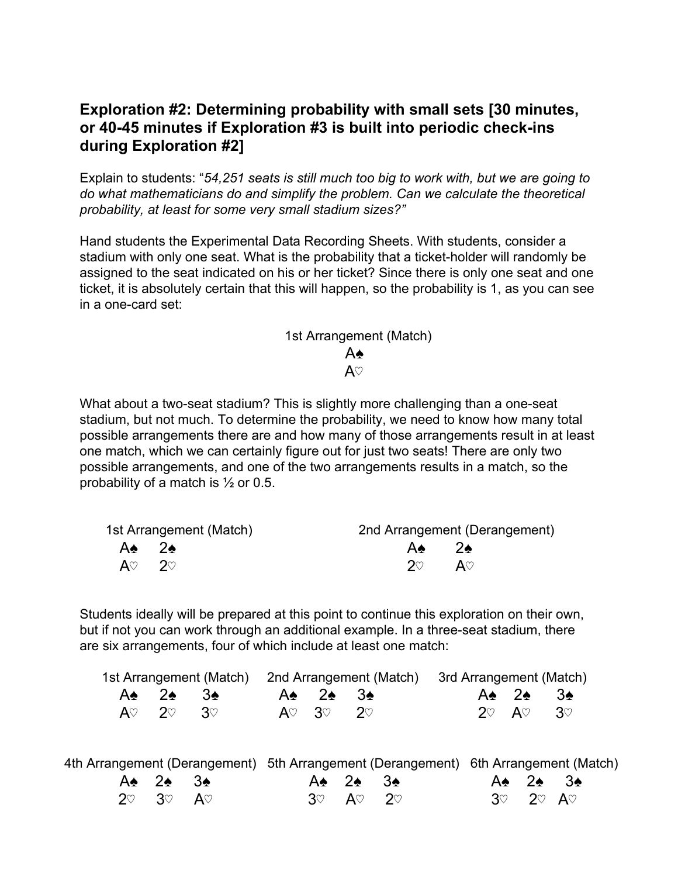### Exploration #2: Determining probability with small sets [30 minutes, or 40-45 minutes if Exploration #3 is built into periodic check-ins during Exploration #2]

Explain to students: "*54,251 seats is still much too big to work with, but we are going to do what mathematicians do and simplify the problem. Can we calculate the theoretical probability, at least for some very small stadium sizes?*"

Hand students the Experimental Data Recording Sheets. With students, consider a stadium with only one seat. What is the probability that a ticket-holder will randomly be assigned to the seat indicated on his or her ticket? Since there is only one seat and one ticket, it is absolutely certain that this will happen, so the probability is 1, as you can see in a one-card set:

| 1st Arrangement (Match) |
| --- |
| A♠ |
| A♡ |

What about a two-seat stadium? This is slightly more challenging than a one-seat stadium, but not much. To determine the probability, we need to know how many total possible arrangements there are and how many of those arrangements result in at least one match, which we can certainly figure out for just two seats! There are only two possible arrangements, and one of the two arrangements results in a match, so the probability of a match is ½ or 0.5.

| 1st Arrangement (Match) | 2nd Arrangement (Derangement) |
| --- | --- |
| A♠ 2♠ | A♠ 2♠ |
| A♡ 2♡ | 2♡ A♡ |

Students ideally will be prepared at this point to continue this exploration on their own, but if not you can work through an additional example. In a three-seat stadium, there are six arrangements, four of which include at least one match:

| 1st Arrangement (Match) | 2nd Arrangement (Match) | 3rd Arrangement (Match) |
| --- | --- | --- |
| A♠ 2♠ 3♠ | A♠ 2♠ 3♠ | A♠ 2♠ 3♠ |
| A♡ 2♡ 3♡ | A♡ 3♡ 2♡ | 2♡ A♡ 3♡ |

| 4th Arrangement (Derangement) | 5th Arrangement (Derangement) | 6th Arrangement (Match) |
| --- | --- | --- |
| A♠ 2♠ 3♠ | A♠ 2♠ 3♠ | A♠ 2♠ 3♠ |
| 2♡ 3♡ A♡ | 3♡ A♡ 2♡ | 3♡ 2♡ A♡ |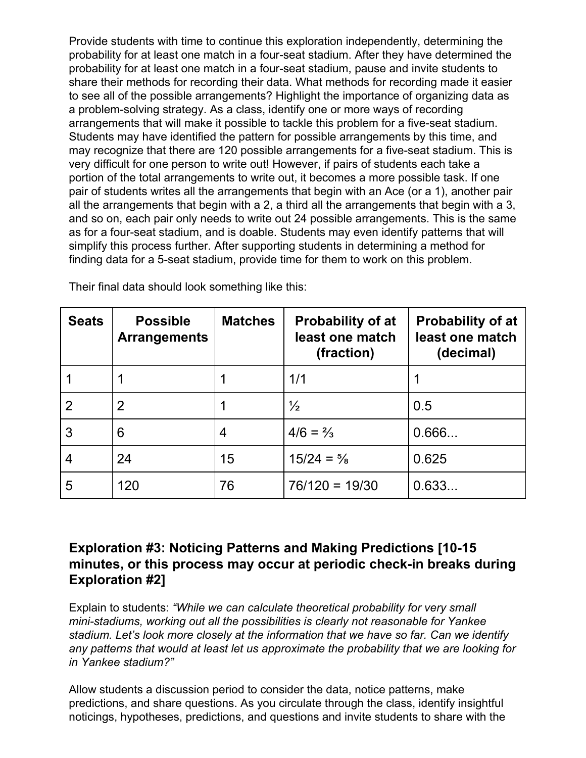Provide students with time to continue this exploration independently, determining the probability for at least one match in a four-seat stadium. After they have determined the probability for at least one match in a four-seat stadium, pause and invite students to share their methods for recording their data. What methods for recording made it easier to see all of the possible arrangements? Highlight the importance of organizing data as a problem-solving strategy. As a class, identify one or more ways of recording arrangements that will make it possible to tackle this problem for a five-seat stadium. Students may have identified the pattern for possible arrangements by this time, and may recognize that there are 120 possible arrangements for a five-seat stadium. This is very difficult for one person to write out! However, if pairs of students each take a portion of the total arrangements to write out, it becomes a more possible task. If one pair of students writes all the arrangements that begin with an Ace (or a 1), another pair all the arrangements that begin with a 2, a third all the arrangements that begin with a 3, and so on, each pair only needs to write out 24 possible arrangements. This is the same as for a four-seat stadium, and is doable. Students may even identify patterns that will simplify this process further. After supporting students in determining a method for finding data for a 5-seat stadium, provide time for them to work on this problem.

Their final data should look something like this:

| Seats | Possible Arrangements | Matches | Probability of at least one match (fraction) | Probability of at least one match (decimal) |
|---|---|---|---|---|
| 1 | 1 | 1 | 1/1 | 1 |
| 2 | 2 | 1 | ½ | 0.5 |
| 3 | 6 | 4 | 4/6 = ⅔ | 0.666... |
| 4 | 24 | 15 | 15/24 = ⅝ | 0.625 |
| 5 | 120 | 76 | 76/120 = 19/30 | 0.633... |

### Exploration #3: Noticing Patterns and Making Predictions [10-15 minutes, or this process may occur at periodic check-in breaks during Exploration #2]

Explain to students: *"While we can calculate theoretical probability for very small mini-stadiums, working out all the possibilities is clearly not reasonable for Yankee stadium. Let's look more closely at the information that we have so far. Can we identify any patterns that would at least let us approximate the probability that we are looking for in Yankee stadium?"*

Allow students a discussion period to consider the data, notice patterns, make predictions, and share questions. As you circulate through the class, identify insightful noticings, hypotheses, predictions, and questions and invite students to share with the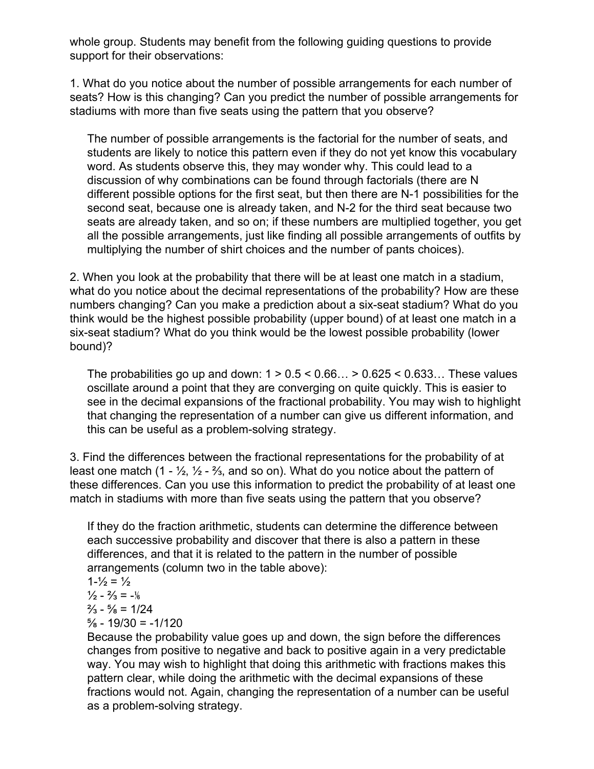whole group. Students may benefit from the following guiding questions to provide support for their observations:

1. What do you notice about the number of possible arrangements for each number of seats? How is this changing? Can you predict the number of possible arrangements for stadiums with more than five seats using the pattern that you observe?

   The number of possible arrangements is the factorial for the number of seats, and students are likely to notice this pattern even if they do not yet know this vocabulary word. As students observe this, they may wonder why. This could lead to a discussion of why combinations can be found through factorials (there are N different possible options for the first seat, but then there are N-1 possibilities for the second seat, because one is already taken, and N-2 for the third seat because two seats are already taken, and so on; if these numbers are multiplied together, you get all the possible arrangements, just like finding all possible arrangements of outfits by multiplying the number of shirt choices and the number of pants choices).

2. When you look at the probability that there will be at least one match in a stadium, what do you notice about the decimal representations of the probability? How are these numbers changing? Can you make a prediction about a six-seat stadium? What do you think would be the highest possible probability (upper bound) of at least one match in a six-seat stadium? What do you think would be the lowest possible probability (lower bound)?

   The probabilities go up and down: $1 > 0.5 < 0.66\ldots > 0.625 < 0.633\ldots$ These values oscillate around a point that they are converging on quite quickly. This is easier to see in the decimal expansions of the fractional probability. You may wish to highlight that changing the representation of a number can give us different information, and this can be useful as a problem-solving strategy.

3. Find the differences between the fractional representations for the probability of at least one match ($1 - \frac{1}{2}$, $\frac{1}{2} - \frac{2}{3}$, and so on). What do you notice about the pattern of these differences. Can you use this information to predict the probability of at least one match in stadiums with more than five seats using the pattern that you observe?

   If they do the fraction arithmetic, students can determine the difference between each successive probability and discover that there is also a pattern in these differences, and that it is related to the pattern in the number of possible arrangements (column two in the table above):
   $1-\frac{1}{2} = \frac{1}{2}$
   $\frac{1}{2} - \frac{2}{3} = -\frac{1}{6}$
   $\frac{2}{3} - \frac{5}{8} = 1/24$
   $\frac{5}{8} - 19/30 = -1/120$
   Because the probability value goes up and down, the sign before the differences changes from positive to negative and back to positive again in a very predictable way. You may wish to highlight that doing this arithmetic with fractions makes this pattern clear, while doing the arithmetic with the decimal expansions of these fractions would not. Again, changing the representation of a number can be useful as a problem-solving strategy.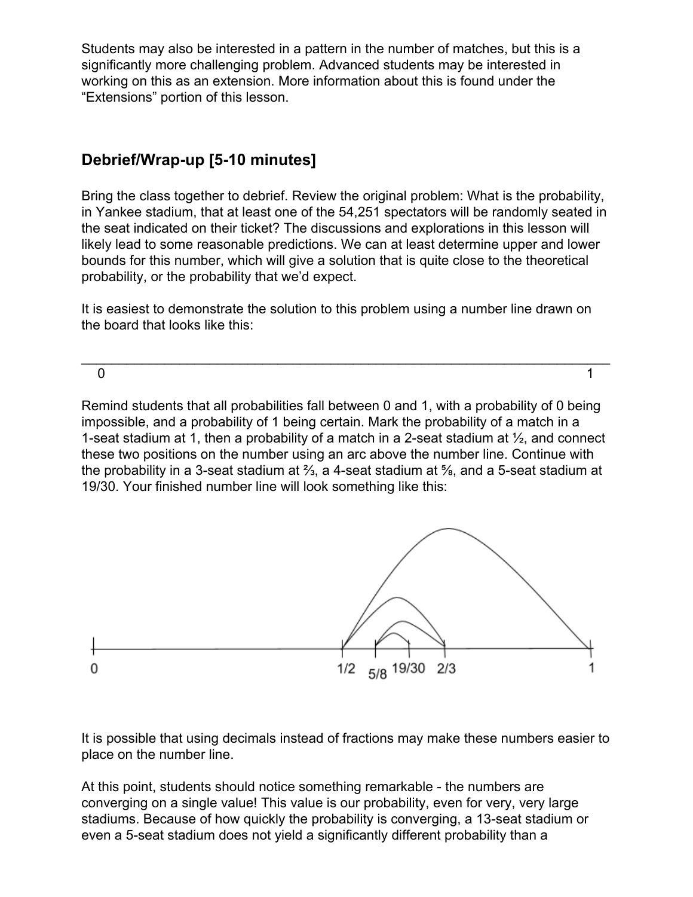Students may also be interested in a pattern in the number of matches, but this is a significantly more challenging problem. Advanced students may be interested in working on this as an extension. More information about this is found under the "Extensions" portion of this lesson.

## Debrief/Wrap-up [5-10 minutes]

Bring the class together to debrief. Review the original problem: What is the probability, in Yankee stadium, that at least one of the 54,251 spectators will be randomly seated in the seat indicated on their ticket? The discussions and explorations in this lesson will likely lead to some reasonable predictions. We can at least determine upper and lower bounds for this number, which will give a solution that is quite close to the theoretical probability, or the probability that we'd expect.

It is easiest to demonstrate the solution to this problem using a number line drawn on the board that looks like this:

0 ——————————————————————————————————————— 1

Remind students that all probabilities fall between 0 and 1, with a probability of 0 being impossible, and a probability of 1 being certain. Mark the probability of a match in a 1-seat stadium at 1, then a probability of a match in a 2-seat stadium at ½, and connect these two positions on the number using an arc above the number line. Continue with the probability in a 3-seat stadium at ⅔, a 4-seat stadium at ⅝, and a 5-seat stadium at 19/30. Your finished number line will look something like this:

It is possible that using decimals instead of fractions may make these numbers easier to place on the number line.

At this point, students should notice something remarkable - the numbers are converging on a single value! This value is our probability, even for very, very large stadiums. Because of how quickly the probability is converging, a 13-seat stadium or even a 5-seat stadium does not yield a significantly different probability than a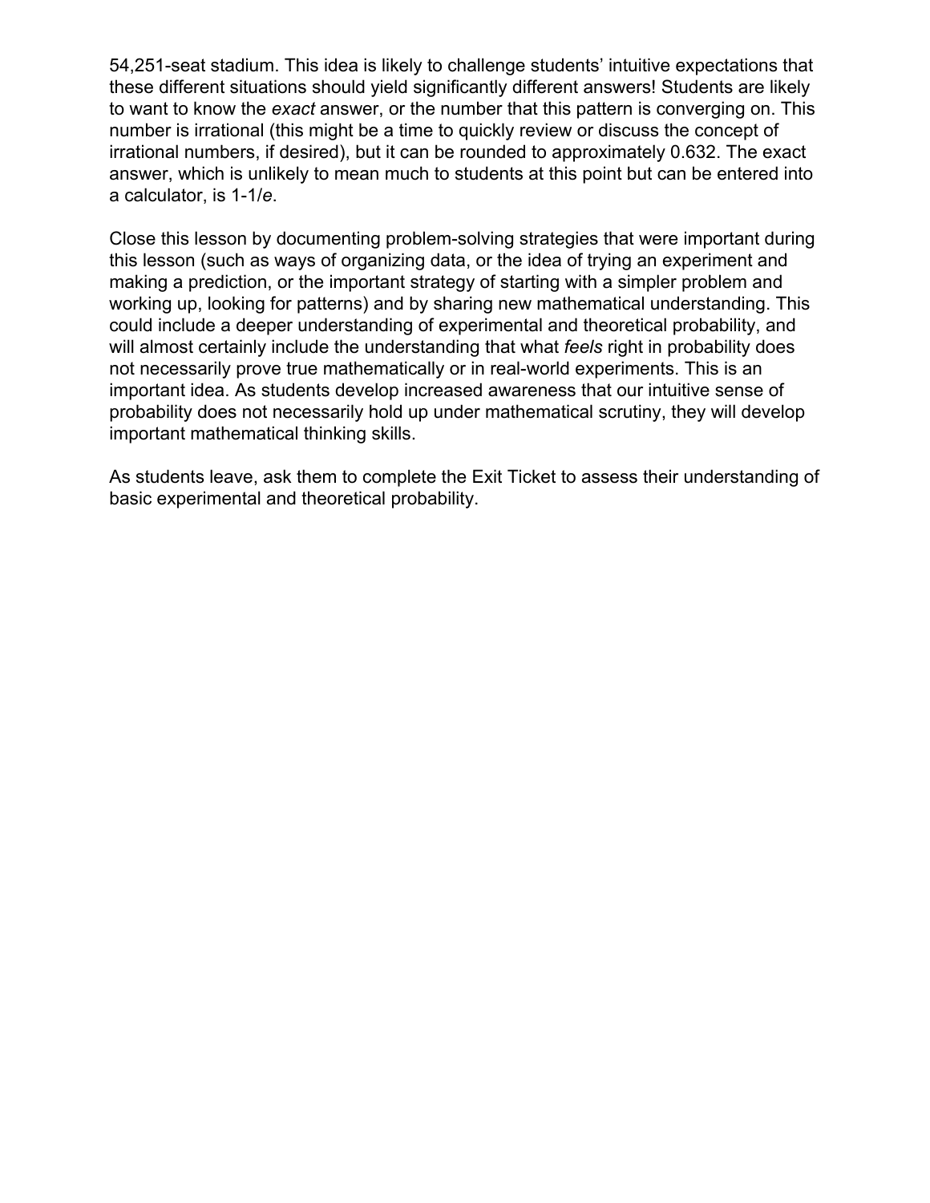54,251-seat stadium. This idea is likely to challenge students' intuitive expectations that these different situations should yield significantly different answers! Students are likely to want to know the *exact* answer, or the number that this pattern is converging on. This number is irrational (this might be a time to quickly review or discuss the concept of irrational numbers, if desired), but it can be rounded to approximately 0.632. The exact answer, which is unlikely to mean much to students at this point but can be entered into a calculator, is $1-1/e$.

Close this lesson by documenting problem-solving strategies that were important during this lesson (such as ways of organizing data, or the idea of trying an experiment and making a prediction, or the important strategy of starting with a simpler problem and working up, looking for patterns) and by sharing new mathematical understanding. This could include a deeper understanding of experimental and theoretical probability, and will almost certainly include the understanding that what *feels* right in probability does not necessarily prove true mathematically or in real-world experiments. This is an important idea. As students develop increased awareness that our intuitive sense of probability does not necessarily hold up under mathematical scrutiny, they will develop important mathematical thinking skills.

As students leave, ask them to complete the Exit Ticket to assess their understanding of basic experimental and theoretical probability.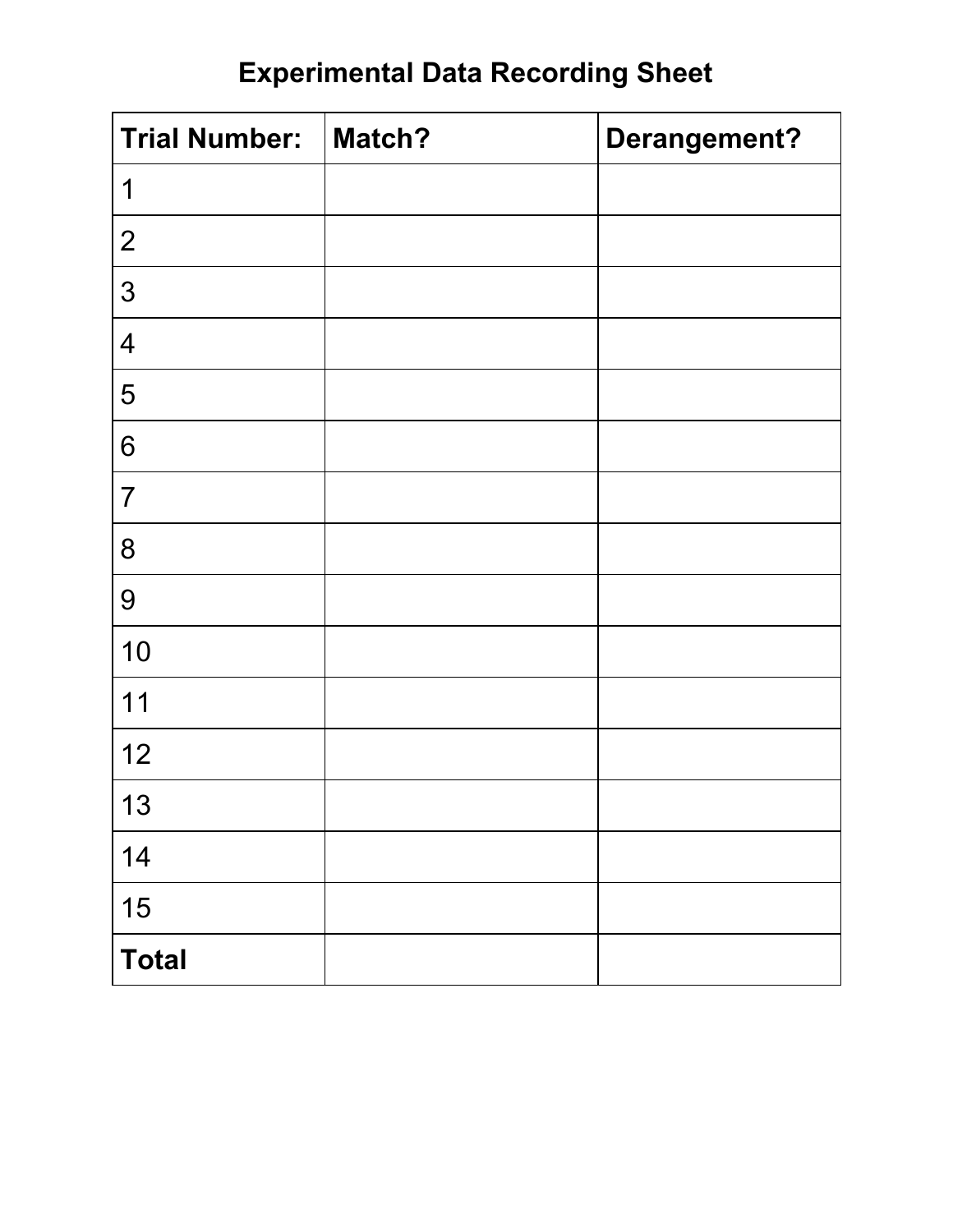# Experimental Data Recording Sheet

| **Trial Number:** | **Match?** | **Derangement?** |
|---|---|---|
| 1 | | |
| 2 | | |
| 3 | | |
| 4 | | |
| 5 | | |
| 6 | | |
| 7 | | |
| 8 | | |
| 9 | | |
| 10 | | |
| 11 | | |
| 12 | | |
| 13 | | |
| 14 | | |
| 15 | | |
| **Total** | | |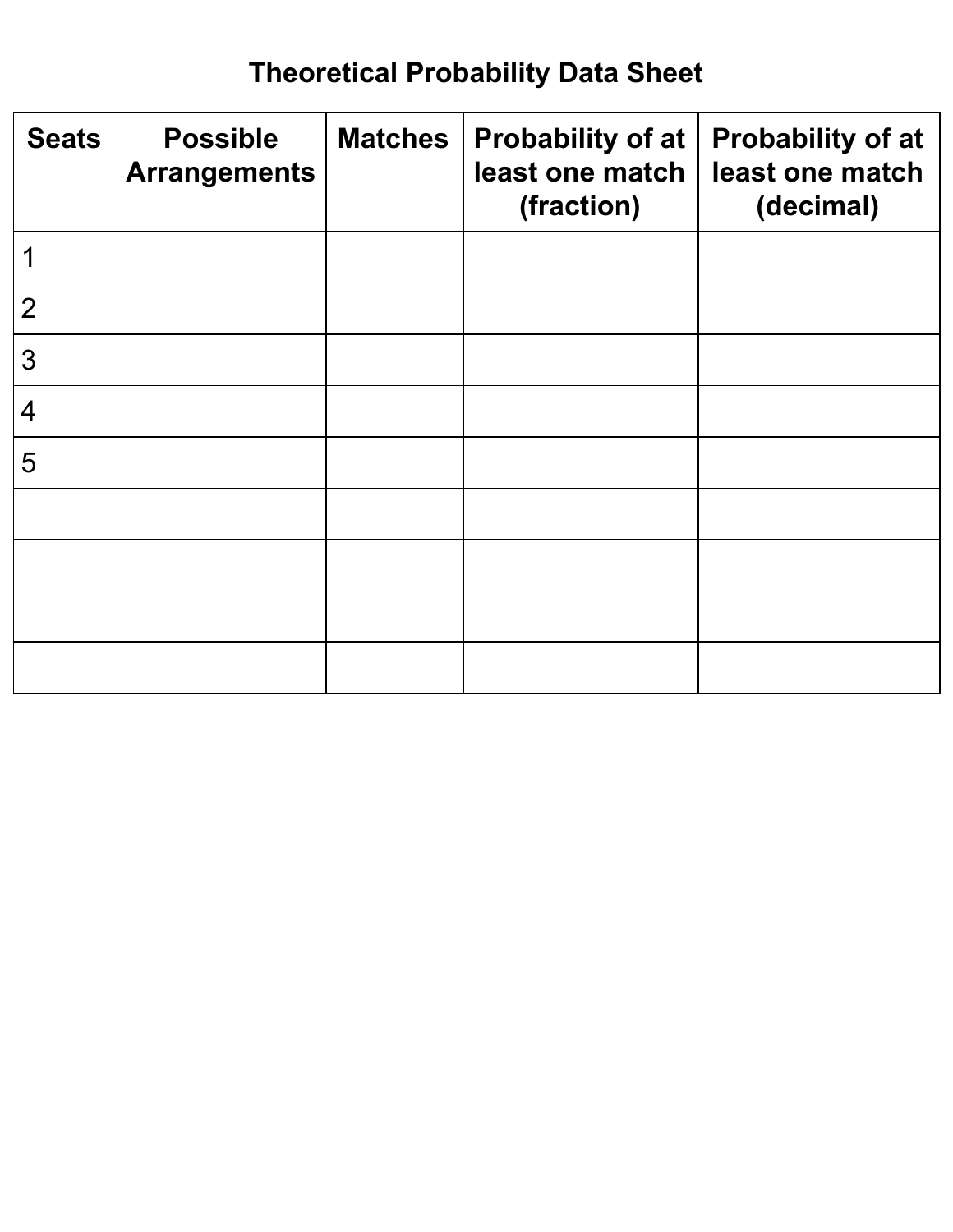# Theoretical Probability Data Sheet

| Seats | Possible Arrangements | Matches | Probability of at least one match (fraction) | Probability of at least one match (decimal) |
|---|---|---|---|---|
| 1 | | | | |
| 2 | | | | |
| 3 | | | | |
| 4 | | | | |
| 5 | | | | |
| | | | | |
| | | | | |
| | | | | |
| | | | | |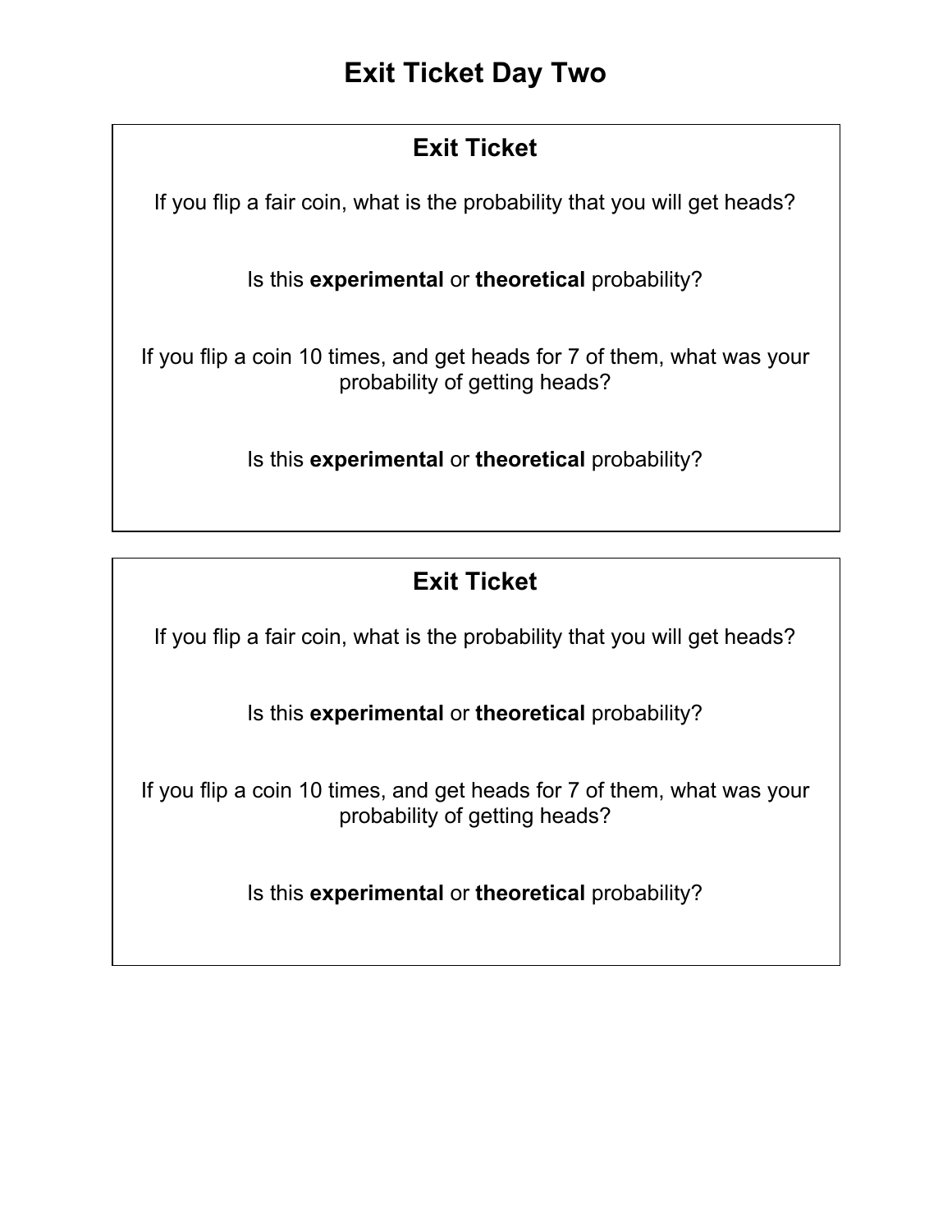# Exit Ticket Day Two

## Exit Ticket

If you flip a fair coin, what is the probability that you will get heads?

Is this **experimental** or **theoretical** probability?

If you flip a coin 10 times, and get heads for 7 of them, what was your probability of getting heads?

Is this **experimental** or **theoretical** probability?

## Exit Ticket

If you flip a fair coin, what is the probability that you will get heads?

Is this **experimental** or **theoretical** probability?

If you flip a coin 10 times, and get heads for 7 of them, what was your probability of getting heads?

Is this **experimental** or **theoretical** probability?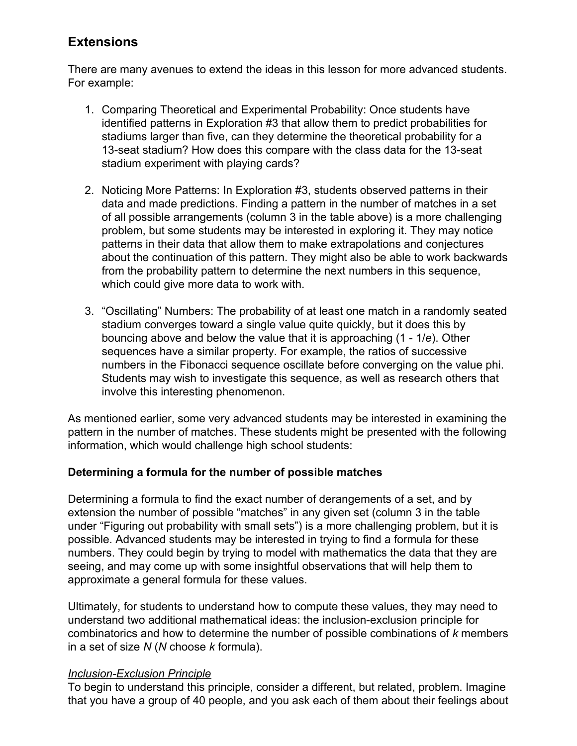## Extensions

There are many avenues to extend the ideas in this lesson for more advanced students. For example:

1. Comparing Theoretical and Experimental Probability: Once students have identified patterns in Exploration #3 that allow them to predict probabilities for stadiums larger than five, can they determine the theoretical probability for a 13-seat stadium? How does this compare with the class data for the 13-seat stadium experiment with playing cards?

2. Noticing More Patterns: In Exploration #3, students observed patterns in their data and made predictions. Finding a pattern in the number of matches in a set of all possible arrangements (column 3 in the table above) is a more challenging problem, but some students may be interested in exploring it. They may notice patterns in their data that allow them to make extrapolations and conjectures about the continuation of this pattern. They might also be able to work backwards from the probability pattern to determine the next numbers in this sequence, which could give more data to work with.

3. "Oscillating" Numbers: The probability of at least one match in a randomly seated stadium converges toward a single value quite quickly, but it does this by bouncing above and below the value that it is approaching ($1 - 1/e$). Other sequences have a similar property. For example, the ratios of successive numbers in the Fibonacci sequence oscillate before converging on the value phi. Students may wish to investigate this sequence, as well as research others that involve this interesting phenomenon.

As mentioned earlier, some very advanced students may be interested in examining the pattern in the number of matches. These students might be presented with the following information, which would challenge high school students:

**Determining a formula for the number of possible matches**

Determining a formula to find the exact number of derangements of a set, and by extension the number of possible "matches" in any given set (column 3 in the table under "Figuring out probability with small sets") is a more challenging problem, but it is possible. Advanced students may be interested in trying to find a formula for these numbers. They could begin by trying to model with mathematics the data that they are seeing, and may come up with some insightful observations that will help them to approximate a general formula for these values.

Ultimately, for students to understand how to compute these values, they may need to understand two additional mathematical ideas: the inclusion-exclusion principle for combinatorics and how to determine the number of possible combinations of $k$ members in a set of size $N$ ($N$ choose $k$ formula).

*Inclusion-Exclusion Principle*

To begin to understand this principle, consider a different, but related, problem. Imagine that you have a group of 40 people, and you ask each of them about their feelings about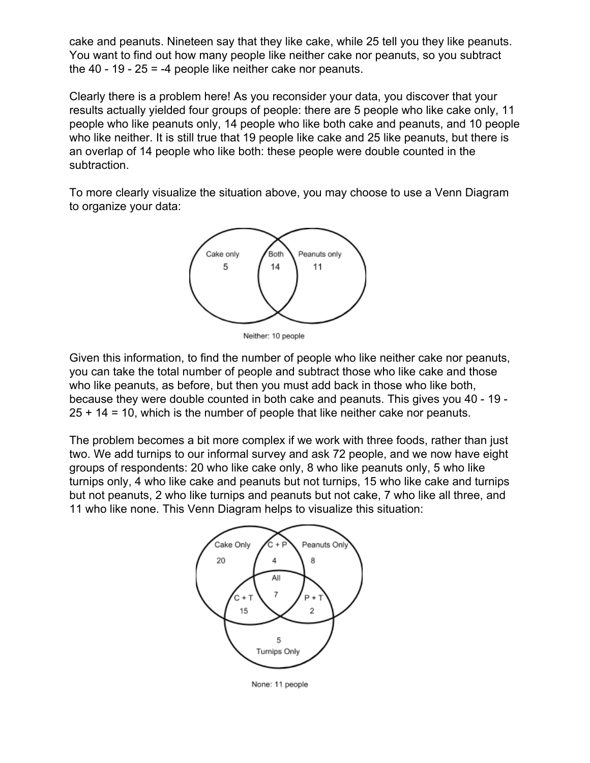cake and peanuts. Nineteen say that they like cake, while 25 tell you they like peanuts. You want to find out how many people like neither cake nor peanuts, so you subtract the 40 - 19 - 25 = -4 people like neither cake nor peanuts.

Clearly there is a problem here! As you reconsider your data, you discover that your results actually yielded four groups of people: there are 5 people who like cake only, 11 people who like peanuts only, 14 people who like both cake and peanuts, and 10 people who like neither. It is still true that 19 people like cake and 25 like peanuts, but there is an overlap of 14 people who like both: these people were double counted in the subtraction.

To more clearly visualize the situation above, you may choose to use a Venn Diagram to organize your data:

Cake only 5 | Both 14 | Peanuts only 11

Neither: 10 people

Given this information, to find the number of people who like neither cake nor peanuts, you can take the total number of people and subtract those who like cake and those who like peanuts, as before, but then you must add back in those who like both, because they were double counted in both cake and peanuts. This gives you 40 - 19 - 25 + 14 = 10, which is the number of people that like neither cake nor peanuts.

The problem becomes a bit more complex if we work with three foods, rather than just two. We add turnips to our informal survey and ask 72 people, and we now have eight groups of respondents: 20 who like cake only, 8 who like peanuts only, 5 who like turnips only, 4 who like cake and peanuts but not turnips, 15 who like cake and turnips but not peanuts, 2 who like turnips and peanuts but not cake, 7 who like all three, and 11 who like none. This Venn Diagram helps to visualize this situation:

Cake Only 20 | C + P 4 | Peanuts Only 8 | All 7 | C + T 15 | P + T 2 | Turnips Only 5

None: 11 people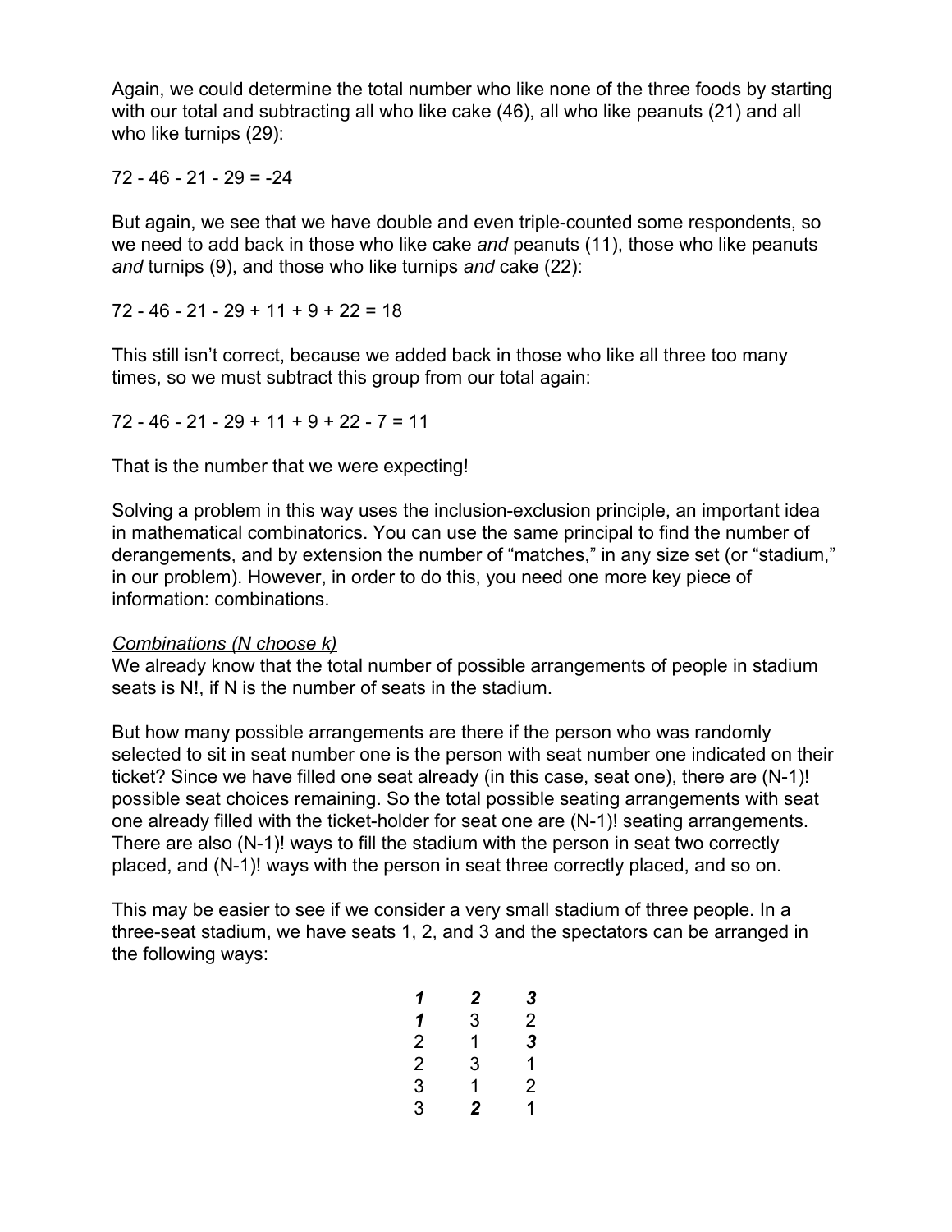Again, we could determine the total number who like none of the three foods by starting with our total and subtracting all who like cake (46), all who like peanuts (21) and all who like turnips (29):

$72 - 46 - 21 - 29 = -24$

But again, we see that we have double and even triple-counted some respondents, so we need to add back in those who like cake *and* peanuts (11), those who like peanuts *and* turnips (9), and those who like turnips *and* cake (22):

$72 - 46 - 21 - 29 + 11 + 9 + 22 = 18$

This still isn't correct, because we added back in those who like all three too many times, so we must subtract this group from our total again:

$72 - 46 - 21 - 29 + 11 + 9 + 22 - 7 = 11$

That is the number that we were expecting!

Solving a problem in this way uses the inclusion-exclusion principle, an important idea in mathematical combinatorics. You can use the same principal to find the number of derangements, and by extension the number of "matches," in any size set (or "stadium," in our problem). However, in order to do this, you need one more key piece of information: combinations.

*Combinations (N choose k)*

We already know that the total number of possible arrangements of people in stadium seats is $N!$, if $N$ is the number of seats in the stadium.

But how many possible arrangements are there if the person who was randomly selected to sit in seat number one is the person with seat number one indicated on their ticket? Since we have filled one seat already (in this case, seat one), there are $(N-1)!$ possible seat choices remaining. So the total possible seating arrangements with seat one already filled with the ticket-holder for seat one are $(N-1)!$ seating arrangements. There are also $(N-1)!$ ways to fill the stadium with the person in seat two correctly placed, and $(N-1)!$ ways with the person in seat three correctly placed, and so on.

This may be easier to see if we consider a very small stadium of three people. In a three-seat stadium, we have seats 1, 2, and 3 and the spectators can be arranged in the following ways:

| | | |
|---|---|---|
| ***1*** | ***2*** | ***3*** |
| ***1*** | 3 | 2 |
| 2 | 1 | ***3*** |
| 2 | 3 | 1 |
| 3 | 1 | 2 |
| 3 | ***2*** | 1 |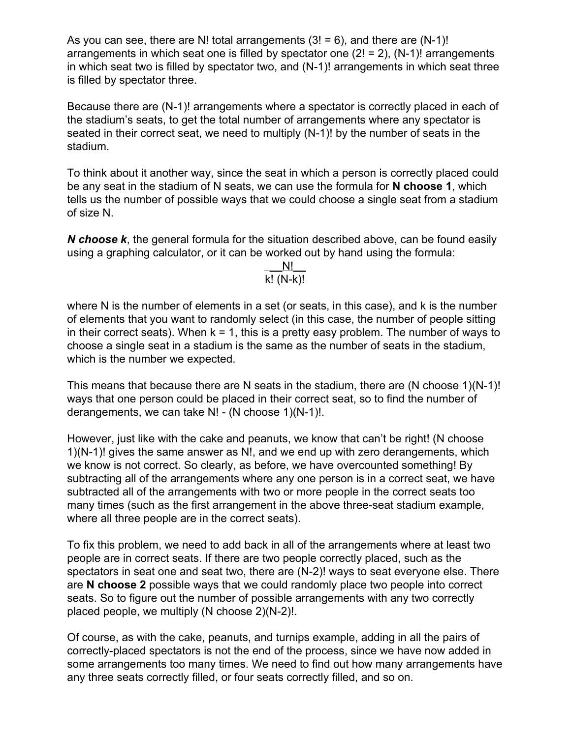As you can see, there are N! total arrangements (3! = 6), and there are (N-1)! arrangements in which seat one is filled by spectator one (2! = 2), (N-1)! arrangements in which seat two is filled by spectator two, and (N-1)! arrangements in which seat three is filled by spectator three.

Because there are (N-1)! arrangements where a spectator is correctly placed in each of the stadium's seats, to get the total number of arrangements where any spectator is seated in their correct seat, we need to multiply (N-1)! by the number of seats in the stadium.

To think about it another way, since the seat in which a person is correctly placed could be any seat in the stadium of N seats, we can use the formula for **N choose 1**, which tells us the number of possible ways that we could choose a single seat from a stadium of size N.

***N choose k***, the general formula for the situation described above, can be found easily using a graphing calculator, or it can be worked out by hand using the formula:

$$\frac{N!}{k!\,(N-k)!}$$

where N is the number of elements in a set (or seats, in this case), and k is the number of elements that you want to randomly select (in this case, the number of people sitting in their correct seats). When k = 1, this is a pretty easy problem. The number of ways to choose a single seat in a stadium is the same as the number of seats in the stadium, which is the number we expected.

This means that because there are N seats in the stadium, there are (N choose 1)(N-1)! ways that one person could be placed in their correct seat, so to find the number of derangements, we can take N! - (N choose 1)(N-1)!.

However, just like with the cake and peanuts, we know that can't be right! (N choose 1)(N-1)! gives the same answer as N!, and we end up with zero derangements, which we know is not correct. So clearly, as before, we have overcounted something! By subtracting all of the arrangements where any one person is in a correct seat, we have subtracted all of the arrangements with two or more people in the correct seats too many times (such as the first arrangement in the above three-seat stadium example, where all three people are in the correct seats).

To fix this problem, we need to add back in all of the arrangements where at least two people are in correct seats. If there are two people correctly placed, such as the spectators in seat one and seat two, there are (N-2)! ways to seat everyone else. There are **N choose 2** possible ways that we could randomly place two people into correct seats. So to figure out the number of possible arrangements with any two correctly placed people, we multiply (N choose 2)(N-2)!.

Of course, as with the cake, peanuts, and turnips example, adding in all the pairs of correctly-placed spectators is not the end of the process, since we have now added in some arrangements too many times. We need to find out how many arrangements have any three seats correctly filled, or four seats correctly filled, and so on.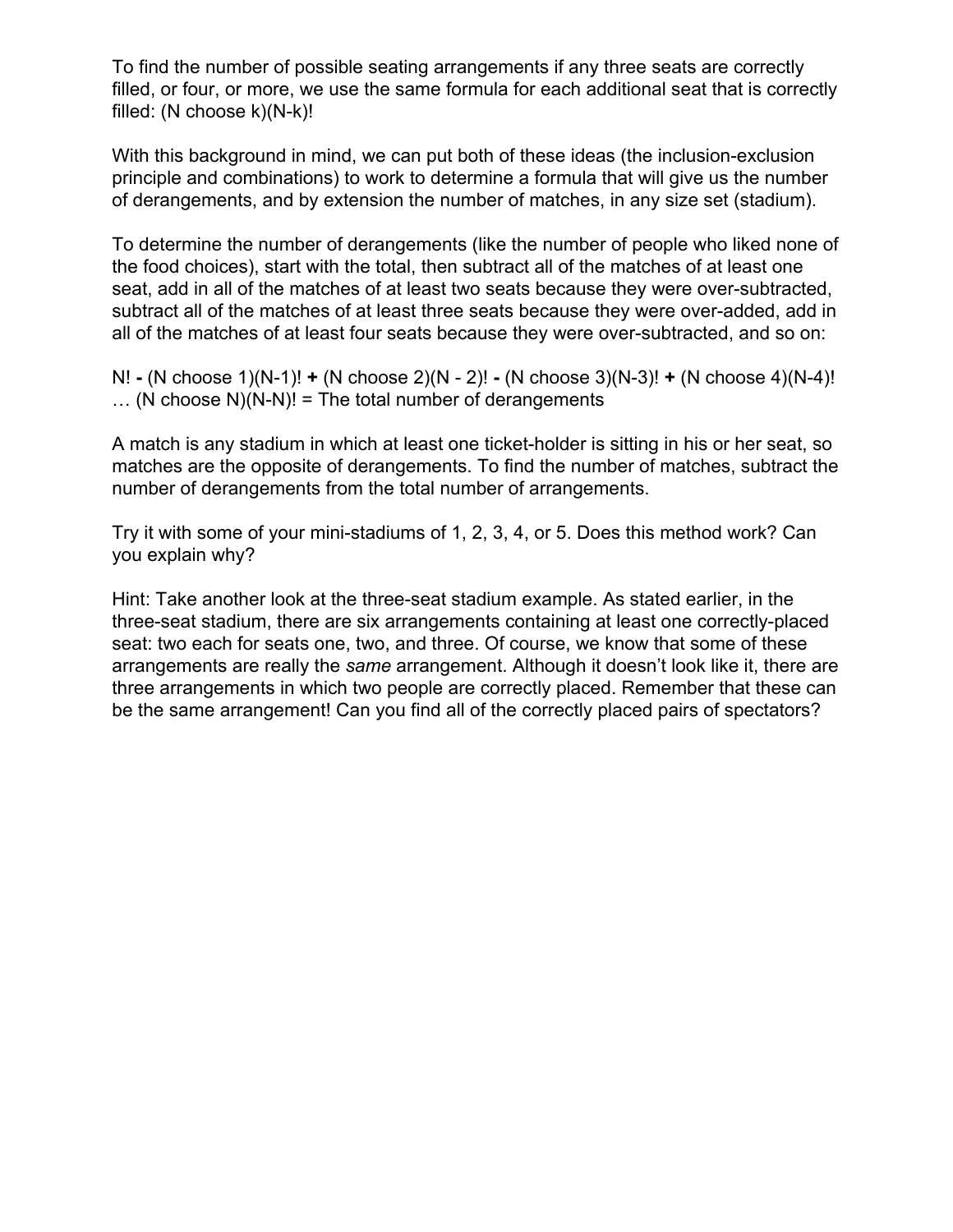To find the number of possible seating arrangements if any three seats are correctly filled, or four, or more, we use the same formula for each additional seat that is correctly filled: (N choose k)(N-k)!

With this background in mind, we can put both of these ideas (the inclusion-exclusion principle and combinations) to work to determine a formula that will give us the number of derangements, and by extension the number of matches, in any size set (stadium).

To determine the number of derangements (like the number of people who liked none of the food choices), start with the total, then subtract all of the matches of at least one seat, add in all of the matches of at least two seats because they were over-subtracted, subtract all of the matches of at least three seats because they were over-added, add in all of the matches of at least four seats because they were over-subtracted, and so on:

N! **-** (N choose 1)(N-1)! **+** (N choose 2)(N - 2)! **-** (N choose 3)(N-3)! **+** (N choose 4)(N-4)! … (N choose N)(N-N)! = The total number of derangements

A match is any stadium in which at least one ticket-holder is sitting in his or her seat, so matches are the opposite of derangements. To find the number of matches, subtract the number of derangements from the total number of arrangements.

Try it with some of your mini-stadiums of 1, 2, 3, 4, or 5. Does this method work? Can you explain why?

Hint: Take another look at the three-seat stadium example. As stated earlier, in the three-seat stadium, there are six arrangements containing at least one correctly-placed seat: two each for seats one, two, and three. Of course, we know that some of these arrangements are really the *same* arrangement. Although it doesn't look like it, there are three arrangements in which two people are correctly placed. Remember that these can be the same arrangement! Can you find all of the correctly placed pairs of spectators?